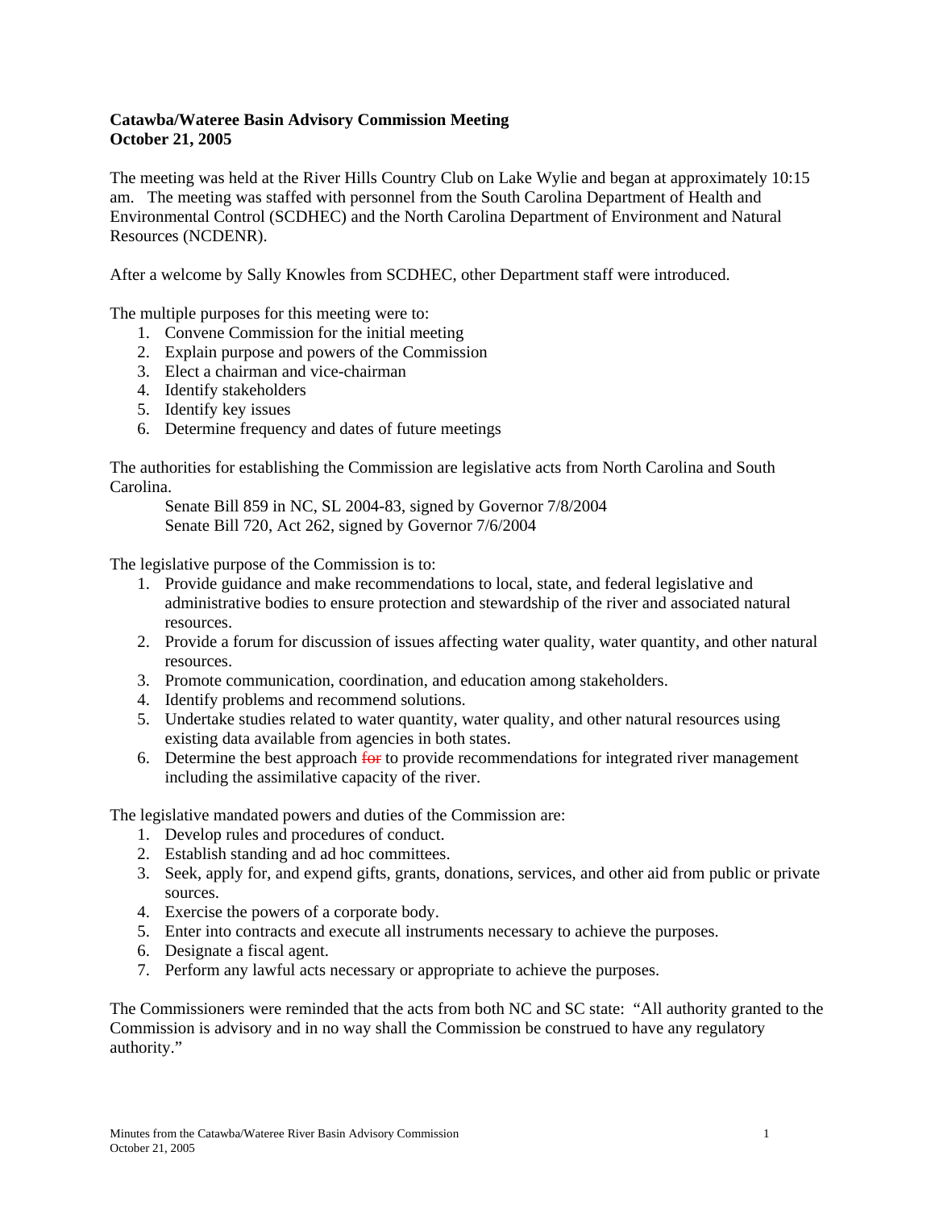**Catawba/Wateree Basin Advisory Commission Meeting**
**October 21, 2005**

The meeting was held at the River Hills Country Club on Lake Wylie and began at approximately 10:15 am. The meeting was staffed with personnel from the South Carolina Department of Health and Environmental Control (SCDHEC) and the North Carolina Department of Environment and Natural Resources (NCDENR).

After a welcome by Sally Knowles from SCDHEC, other Department staff were introduced.

The multiple purposes for this meeting were to:

1. Convene Commission for the initial meeting
2. Explain purpose and powers of the Commission
3. Elect a chairman and vice-chairman
4. Identify stakeholders
5. Identify key issues
6. Determine frequency and dates of future meetings

The authorities for establishing the Commission are legislative acts from North Carolina and South Carolina.

Senate Bill 859 in NC, SL 2004-83, signed by Governor 7/8/2004
Senate Bill 720, Act 262, signed by Governor 7/6/2004

The legislative purpose of the Commission is to:

1. Provide guidance and make recommendations to local, state, and federal legislative and administrative bodies to ensure protection and stewardship of the river and associated natural resources.
2. Provide a forum for discussion of issues affecting water quality, water quantity, and other natural resources.
3. Promote communication, coordination, and education among stakeholders.
4. Identify problems and recommend solutions.
5. Undertake studies related to water quantity, water quality, and other natural resources using existing data available from agencies in both states.
6. Determine the best approach ~~for~~ to provide recommendations for integrated river management including the assimilative capacity of the river.

The legislative mandated powers and duties of the Commission are:

1. Develop rules and procedures of conduct.
2. Establish standing and ad hoc committees.
3. Seek, apply for, and expend gifts, grants, donations, services, and other aid from public or private sources.
4. Exercise the powers of a corporate body.
5. Enter into contracts and execute all instruments necessary to achieve the purposes.
6. Designate a fiscal agent.
7. Perform any lawful acts necessary or appropriate to achieve the purposes.

The Commissioners were reminded that the acts from both NC and SC state: "All authority granted to the Commission is advisory and in no way shall the Commission be construed to have any regulatory authority."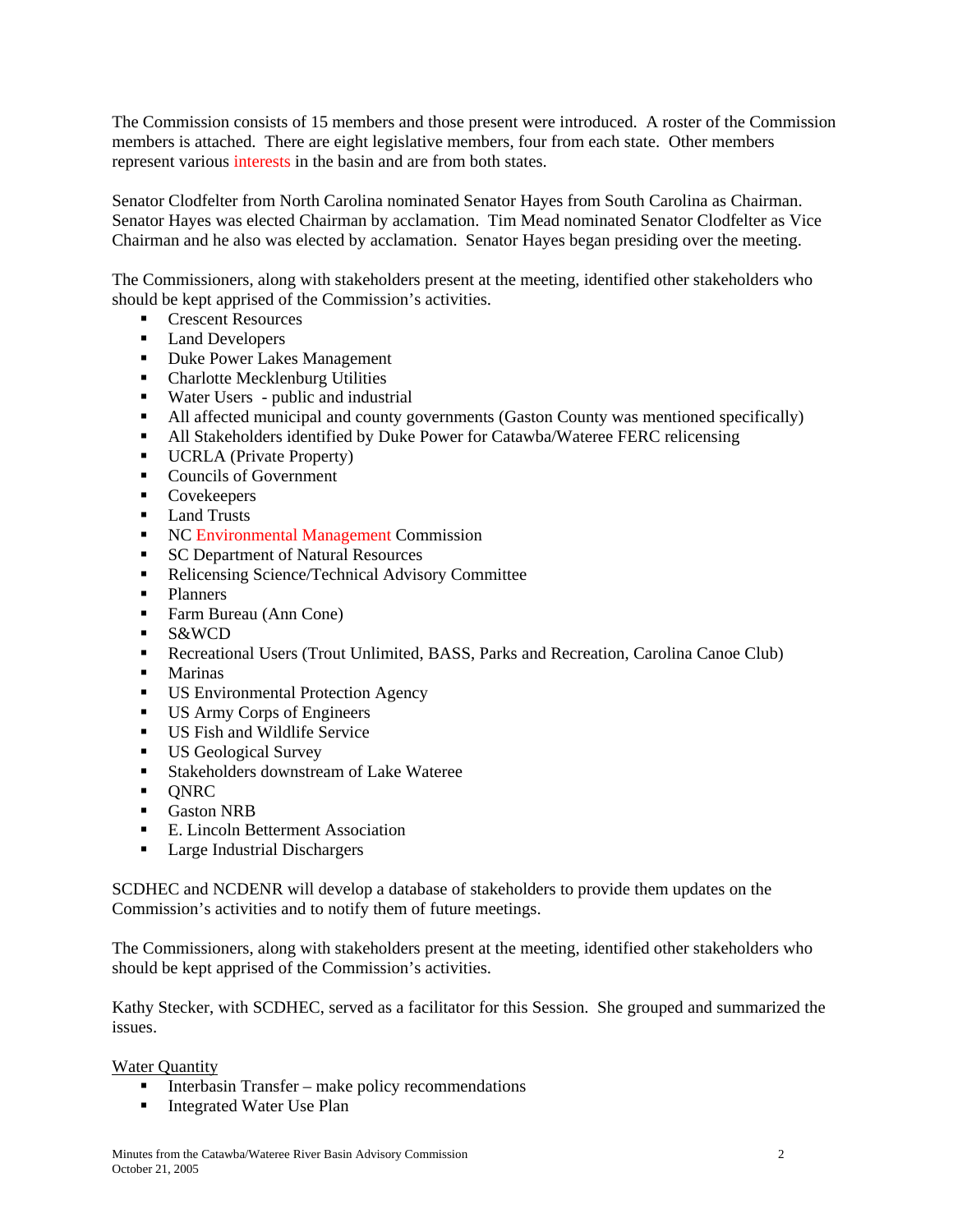The Commission consists of 15 members and those present were introduced. A roster of the Commission members is attached. There are eight legislative members, four from each state. Other members represent various interests in the basin and are from both states.

Senator Clodfelter from North Carolina nominated Senator Hayes from South Carolina as Chairman. Senator Hayes was elected Chairman by acclamation. Tim Mead nominated Senator Clodfelter as Vice Chairman and he also was elected by acclamation. Senator Hayes began presiding over the meeting.

The Commissioners, along with stakeholders present at the meeting, identified other stakeholders who should be kept apprised of the Commission's activities.

- Crescent Resources
- Land Developers
- Duke Power Lakes Management
- Charlotte Mecklenburg Utilities
- Water Users - public and industrial
- All affected municipal and county governments (Gaston County was mentioned specifically)
- All Stakeholders identified by Duke Power for Catawba/Wateree FERC relicensing
- UCRLA (Private Property)
- Councils of Government
- Covekeepers
- Land Trusts
- NC Environmental Management Commission
- SC Department of Natural Resources
- Relicensing Science/Technical Advisory Committee
- Planners
- Farm Bureau (Ann Cone)
- S&WCD
- Recreational Users (Trout Unlimited, BASS, Parks and Recreation, Carolina Canoe Club)
- Marinas
- US Environmental Protection Agency
- US Army Corps of Engineers
- US Fish and Wildlife Service
- US Geological Survey
- Stakeholders downstream of Lake Wateree
- QNRC
- Gaston NRB
- E. Lincoln Betterment Association
- Large Industrial Dischargers

SCDHEC and NCDENR will develop a database of stakeholders to provide them updates on the Commission's activities and to notify them of future meetings.

The Commissioners, along with stakeholders present at the meeting, identified other stakeholders who should be kept apprised of the Commission's activities.

Kathy Stecker, with SCDHEC, served as a facilitator for this Session. She grouped and summarized the issues.

Water Quantity

- Interbasin Transfer – make policy recommendations
- Integrated Water Use Plan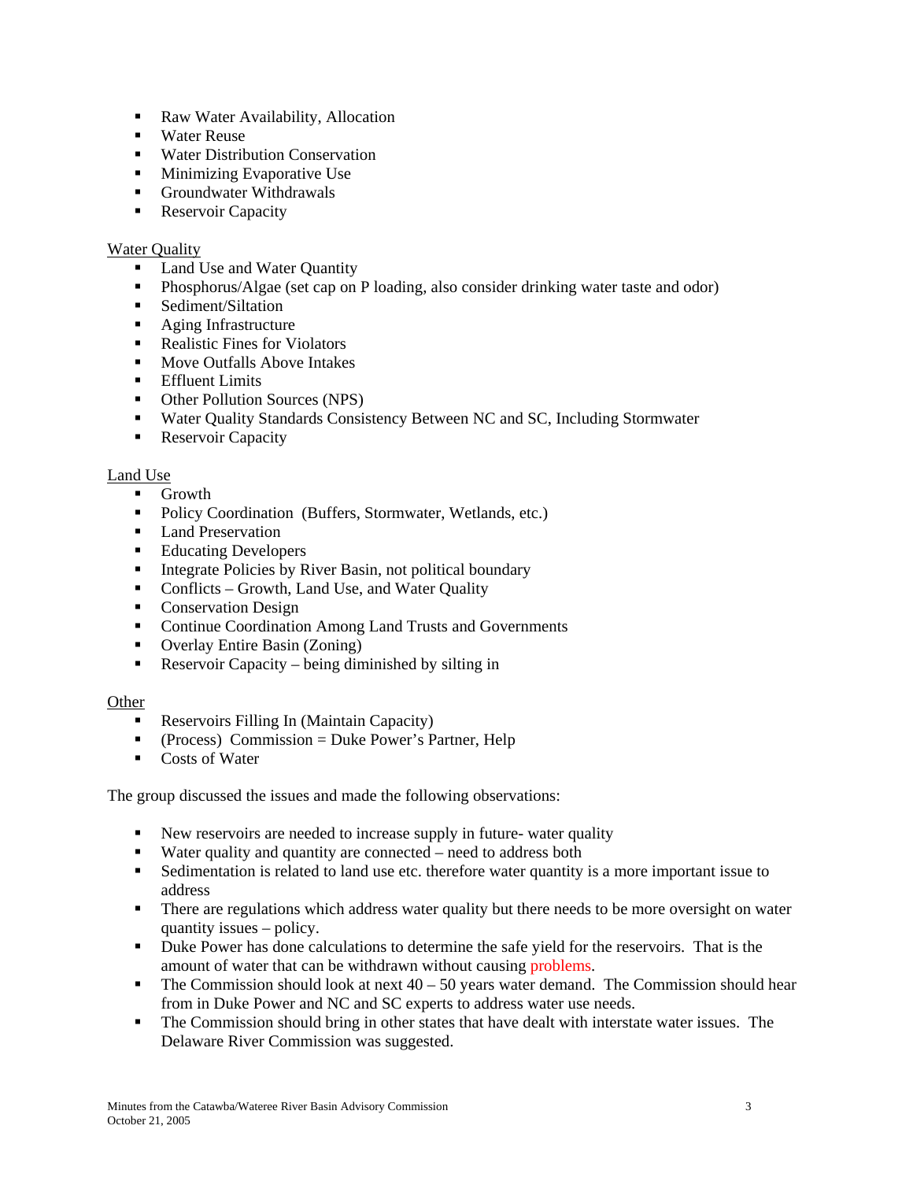- Raw Water Availability, Allocation
- Water Reuse
- Water Distribution Conservation
- Minimizing Evaporative Use
- Groundwater Withdrawals
- Reservoir Capacity

Water Quality

- Land Use and Water Quantity
- Phosphorus/Algae (set cap on P loading, also consider drinking water taste and odor)
- Sediment/Siltation
- Aging Infrastructure
- Realistic Fines for Violators
- Move Outfalls Above Intakes
- Effluent Limits
- Other Pollution Sources (NPS)
- Water Quality Standards Consistency Between NC and SC, Including Stormwater
- Reservoir Capacity

Land Use

- Growth
- Policy Coordination (Buffers, Stormwater, Wetlands, etc.)
- Land Preservation
- Educating Developers
- Integrate Policies by River Basin, not political boundary
- Conflicts – Growth, Land Use, and Water Quality
- Conservation Design
- Continue Coordination Among Land Trusts and Governments
- Overlay Entire Basin (Zoning)
- Reservoir Capacity – being diminished by silting in

Other

- Reservoirs Filling In (Maintain Capacity)
- (Process) Commission = Duke Power's Partner, Help
- Costs of Water

The group discussed the issues and made the following observations:

- New reservoirs are needed to increase supply in future- water quality
- Water quality and quantity are connected – need to address both
- Sedimentation is related to land use etc. therefore water quantity is a more important issue to address
- There are regulations which address water quality but there needs to be more oversight on water quantity issues – policy.
- Duke Power has done calculations to determine the safe yield for the reservoirs. That is the amount of water that can be withdrawn without causing problems.
- The Commission should look at next 40 – 50 years water demand. The Commission should hear from in Duke Power and NC and SC experts to address water use needs.
- The Commission should bring in other states that have dealt with interstate water issues. The Delaware River Commission was suggested.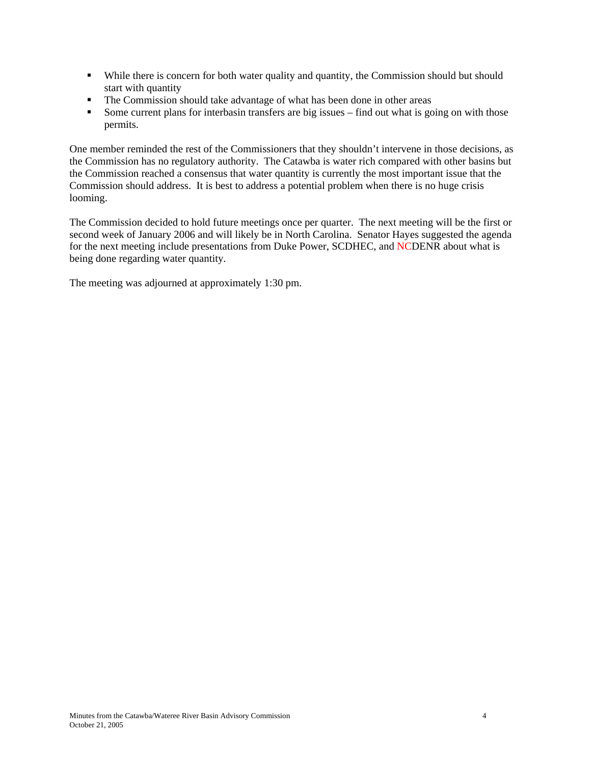- While there is concern for both water quality and quantity, the Commission should but should start with quantity
- The Commission should take advantage of what has been done in other areas
- Some current plans for interbasin transfers are big issues – find out what is going on with those permits.

One member reminded the rest of the Commissioners that they shouldn't intervene in those decisions, as the Commission has no regulatory authority. The Catawba is water rich compared with other basins but the Commission reached a consensus that water quantity is currently the most important issue that the Commission should address. It is best to address a potential problem when there is no huge crisis looming.

The Commission decided to hold future meetings once per quarter. The next meeting will be the first or second week of January 2006 and will likely be in North Carolina. Senator Hayes suggested the agenda for the next meeting include presentations from Duke Power, SCDHEC, and NCDENR about what is being done regarding water quantity.

The meeting was adjourned at approximately 1:30 pm.